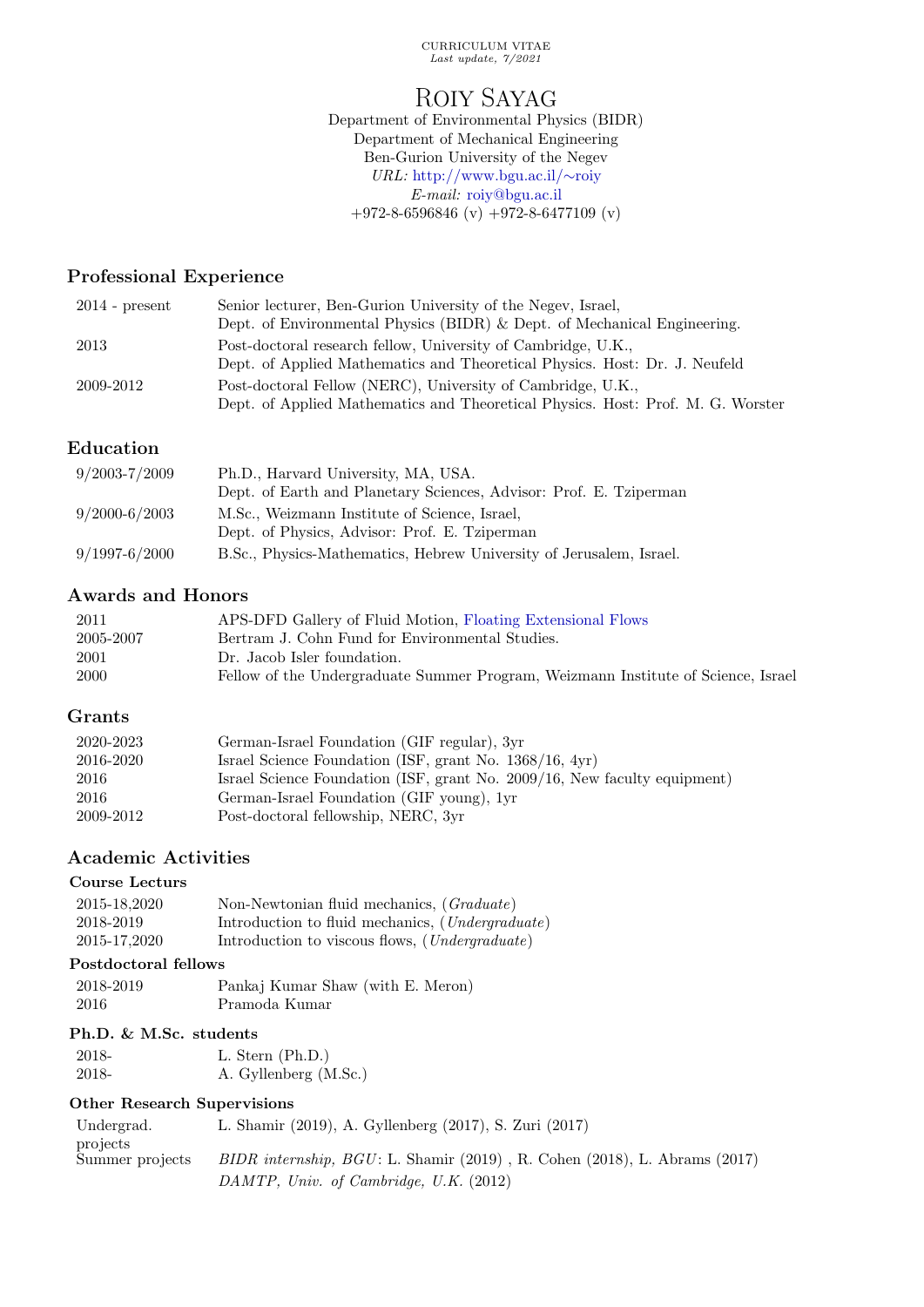CURRICULUM VITAE
*Last update, 7/2021*

# Roiy Sayag

Department of Environmental Physics (BIDR)
Department of Mechanical Engineering
Ben-Gurion University of the Negev
*URL:* http://www.bgu.ac.il/∼roiy
*E-mail:* roiy@bgu.ac.il
+972-8-6596846 (v) +972-8-6477109 (v)

## Professional Experience

| | |
|---|---|
| 2014 - present | Senior lecturer, Ben-Gurion University of the Negev, Israel, Dept. of Environmental Physics (BIDR) & Dept. of Mechanical Engineering. |
| 2013 | Post-doctoral research fellow, University of Cambridge, U.K., Dept. of Applied Mathematics and Theoretical Physics. Host: Dr. J. Neufeld |
| 2009-2012 | Post-doctoral Fellow (NERC), University of Cambridge, U.K., Dept. of Applied Mathematics and Theoretical Physics. Host: Prof. M. G. Worster |

## Education

| | |
|---|---|
| 9/2003-7/2009 | Ph.D., Harvard University, MA, USA. Dept. of Earth and Planetary Sciences, Advisor: Prof. E. Tziperman |
| 9/2000-6/2003 | M.Sc., Weizmann Institute of Science, Israel, Dept. of Physics, Advisor: Prof. E. Tziperman |
| 9/1997-6/2000 | B.Sc., Physics-Mathematics, Hebrew University of Jerusalem, Israel. |

## Awards and Honors

| | |
|---|---|
| 2011 | APS-DFD Gallery of Fluid Motion, Floating Extensional Flows |
| 2005-2007 | Bertram J. Cohn Fund for Environmental Studies. |
| 2001 | Dr. Jacob Isler foundation. |
| 2000 | Fellow of the Undergraduate Summer Program, Weizmann Institute of Science, Israel |

## Grants

| | |
|---|---|
| 2020-2023 | German-Israel Foundation (GIF regular), 3yr |
| 2016-2020 | Israel Science Foundation (ISF, grant No. 1368/16, 4yr) |
| 2016 | Israel Science Foundation (ISF, grant No. 2009/16, New faculty equipment) |
| 2016 | German-Israel Foundation (GIF young), 1yr |
| 2009-2012 | Post-doctoral fellowship, NERC, 3yr |

## Academic Activities

### Course Lecturs

| | |
|---|---|
| 2015-18,2020 | Non-Newtonian fluid mechanics, (*Graduate*) |
| 2018-2019 | Introduction to fluid mechanics, (*Undergraduate*) |
| 2015-17,2020 | Introduction to viscous flows, (*Undergraduate*) |

### Postdoctoral fellows

| | |
|---|---|
| 2018-2019 | Pankaj Kumar Shaw (with E. Meron) |
| 2016 | Pramoda Kumar |

### Ph.D. & M.Sc. students

| | |
|---|---|
| 2018- | L. Stern (Ph.D.) |
| 2018- | A. Gyllenberg (M.Sc.) |

### Other Research Supervisions

| | |
|---|---|
| Undergrad. projects | L. Shamir (2019), A. Gyllenberg (2017), S. Zuri (2017) |
| Summer projects | *BIDR internship, BGU*: L. Shamir (2019) , R. Cohen (2018), L. Abrams (2017) *DAMTP, Univ. of Cambridge, U.K.* (2012) |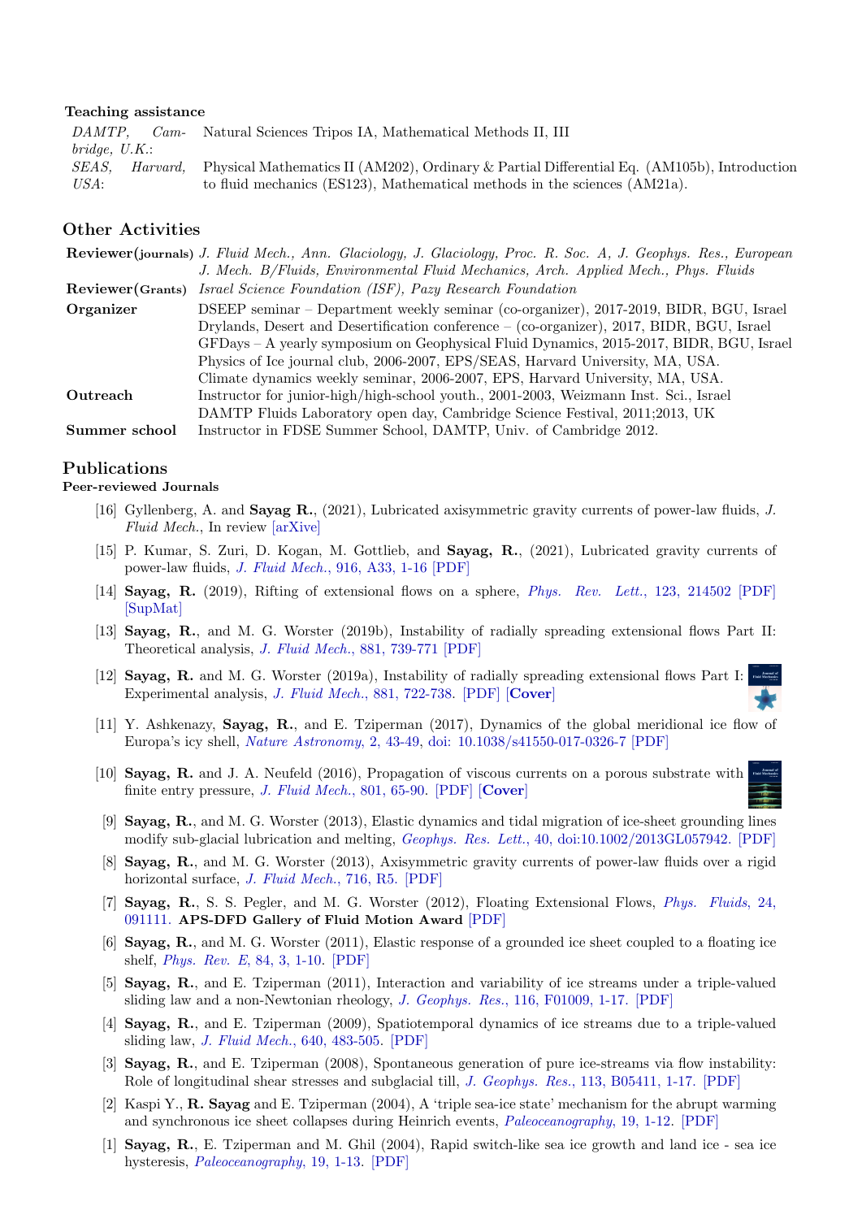**Teaching assistance**

| | |
|---|---|
| *DAMTP, Cambridge, U.K.*: | Natural Sciences Tripos IA, Mathematical Methods II, III |
| *SEAS, Harvard, USA*: | Physical Mathematics II (AM202), Ordinary & Partial Differential Eq. (AM105b), Introduction to fluid mechanics (ES123), Mathematical methods in the sciences (AM21a). |

## Other Activities

| | |
|---|---|
| **Reviewer(journals)** | *J. Fluid Mech., Ann. Glaciology, J. Glaciology, Proc. R. Soc. A, J. Geophys. Res., European J. Mech. B/Fluids, Environmental Fluid Mechanics, Arch. Applied Mech., Phys. Fluids* |
| **Reviewer(Grants)** | *Israel Science Foundation (ISF), Pazy Research Foundation* |
| **Organizer** | DSEEP seminar – Department weekly seminar (co-organizer), 2017-2019, BIDR, BGU, Israel<br>Drylands, Desert and Desertification conference – (co-organizer), 2017, BIDR, BGU, Israel<br>GFDays – A yearly symposium on Geophysical Fluid Dynamics, 2015-2017, BIDR, BGU, Israel<br>Physics of Ice journal club, 2006-2007, EPS/SEAS, Harvard University, MA, USA.<br>Climate dynamics weekly seminar, 2006-2007, EPS, Harvard University, MA, USA. |
| **Outreach** | Instructor for junior-high/high-school youth., 2001-2003, Weizmann Inst. Sci., Israel<br>DAMTP Fluids Laboratory open day, Cambridge Science Festival, 2011;2013, UK |
| **Summer school** | Instructor in FDSE Summer School, DAMTP, Univ. of Cambridge 2012. |

## Publications

**Peer-reviewed Journals**

[16] Gyllenberg, A. and **Sayag R.**, (2021), Lubricated axisymmetric gravity currents of power-law fluids, *J. Fluid Mech.*, In review [arXive]

[15] P. Kumar, S. Zuri, D. Kogan, M. Gottlieb, and **Sayag, R.**, (2021), Lubricated gravity currents of power-law fluids, *J. Fluid Mech.*, 916, A33, 1-16 [PDF]

[14] **Sayag, R.** (2019), Rifting of extensional flows on a sphere, *Phys. Rev. Lett.*, 123, 214502 [PDF] [SupMat]

[13] **Sayag, R.**, and M. G. Worster (2019b), Instability of radially spreading extensional flows Part II: Theoretical analysis, *J. Fluid Mech.*, 881, 739-771 [PDF]

[12] **Sayag, R.** and M. G. Worster (2019a), Instability of radially spreading extensional flows Part I: Experimental analysis, *J. Fluid Mech.*, 881, 722-738. [PDF] [**Cover**]

[11] Y. Ashkenazy, **Sayag, R.**, and E. Tziperman (2017), Dynamics of the global meridional ice flow of Europa's icy shell, *Nature Astronomy*, 2, 43-49, doi: 10.1038/s41550-017-0326-7 [PDF]

[10] **Sayag, R.** and J. A. Neufeld (2016), Propagation of viscous currents on a porous substrate with finite entry pressure, *J. Fluid Mech.*, 801, 65-90. [PDF] [**Cover**]

[9] **Sayag, R.**, and M. G. Worster (2013), Elastic dynamics and tidal migration of ice-sheet grounding lines modify sub-glacial lubrication and melting, *Geophys. Res. Lett.*, 40, doi:10.1002/2013GL057942. [PDF]

[8] **Sayag, R.**, and M. G. Worster (2013), Axisymmetric gravity currents of power-law fluids over a rigid horizontal surface, *J. Fluid Mech.*, 716, R5. [PDF]

[7] **Sayag, R.**, S. S. Pegler, and M. G. Worster (2012), Floating Extensional Flows, *Phys. Fluids*, 24, 091111. **APS-DFD Gallery of Fluid Motion Award** [PDF]

[6] **Sayag, R.**, and M. G. Worster (2011), Elastic response of a grounded ice sheet coupled to a floating ice shelf, *Phys. Rev. E*, 84, 3, 1-10. [PDF]

[5] **Sayag, R.**, and E. Tziperman (2011), Interaction and variability of ice streams under a triple-valued sliding law and a non-Newtonian rheology, *J. Geophys. Res.*, 116, F01009, 1-17. [PDF]

[4] **Sayag, R.**, and E. Tziperman (2009), Spatiotemporal dynamics of ice streams due to a triple-valued sliding law, *J. Fluid Mech.*, 640, 483-505. [PDF]

[3] **Sayag, R.**, and E. Tziperman (2008), Spontaneous generation of pure ice-streams via flow instability: Role of longitudinal shear stresses and subglacial till, *J. Geophys. Res.*, 113, B05411, 1-17. [PDF]

[2] Kaspi Y., **R. Sayag** and E. Tziperman (2004), A 'triple sea-ice state' mechanism for the abrupt warming and synchronous ice sheet collapses during Heinrich events, *Paleoceanography*, 19, 1-12. [PDF]

[1] **Sayag, R.**, E. Tziperman and M. Ghil (2004), Rapid switch-like sea ice growth and land ice - sea ice hysteresis, *Paleoceanography*, 19, 1-13. [PDF]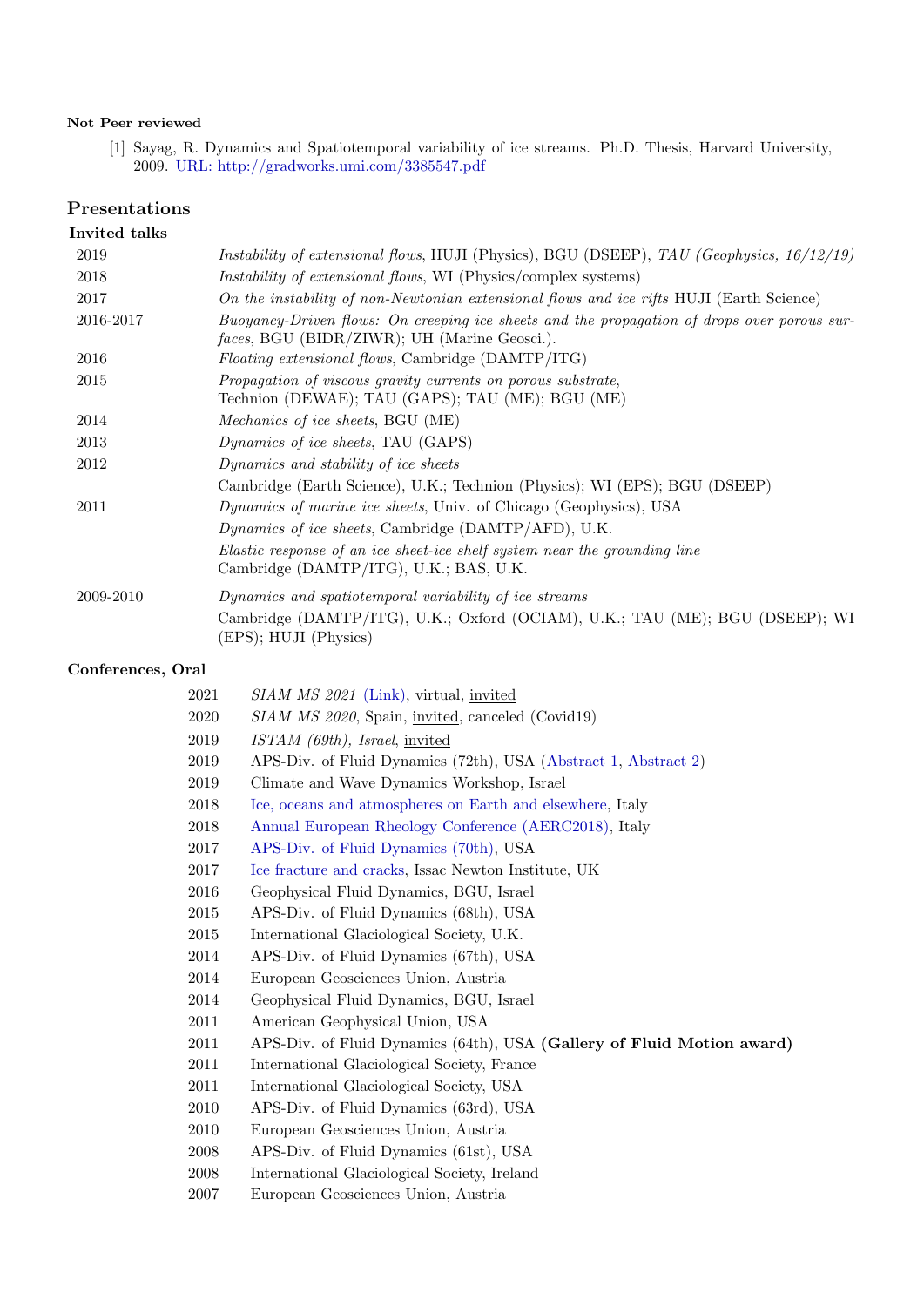**Not Peer reviewed**

[1] Sayag, R. Dynamics and Spatiotemporal variability of ice streams. Ph.D. Thesis, Harvard University, 2009. URL: http://gradworks.umi.com/3385547.pdf

## Presentations

**Invited talks**

| | |
|---|---|
| 2019 | *Instability of extensional flows*, HUJI (Physics), BGU (DSEEP), *TAU (Geophysics, 16/12/19)* |
| 2018 | *Instability of extensional flows*, WI (Physics/complex systems) |
| 2017 | *On the instability of non-Newtonian extensional flows and ice rifts* HUJI (Earth Science) |
| 2016-2017 | *Buoyancy-Driven flows: On creeping ice sheets and the propagation of drops over porous surfaces*, BGU (BIDR/ZIWR); UH (Marine Geosci.). |
| 2016 | *Floating extensional flows*, Cambridge (DAMTP/ITG) |
| 2015 | *Propagation of viscous gravity currents on porous substrate*, Technion (DEWAE); TAU (GAPS); TAU (ME); BGU (ME) |
| 2014 | *Mechanics of ice sheets*, BGU (ME) |
| 2013 | *Dynamics of ice sheets*, TAU (GAPS) |
| 2012 | *Dynamics and stability of ice sheets* Cambridge (Earth Science), U.K.; Technion (Physics); WI (EPS); BGU (DSEEP) |
| 2011 | *Dynamics of marine ice sheets*, Univ. of Chicago (Geophysics), USA |
| | *Dynamics of ice sheets*, Cambridge (DAMTP/AFD), U.K. |
| | *Elastic response of an ice sheet-ice shelf system near the grounding line* Cambridge (DAMTP/ITG), U.K.; BAS, U.K. |
| 2009-2010 | *Dynamics and spatiotemporal variability of ice streams* Cambridge (DAMTP/ITG), U.K.; Oxford (OCIAM), U.K.; TAU (ME); BGU (DSEEP); WI (EPS); HUJI (Physics) |

**Conferences, Oral**

| | |
|---|---|
| 2021 | *SIAM MS 2021* (Link), virtual, invited |
| 2020 | *SIAM MS 2020*, Spain, invited, canceled (Covid19) |
| 2019 | *ISTAM (69th), Israel*, invited |
| 2019 | APS-Div. of Fluid Dynamics (72th), USA (Abstract 1, Abstract 2) |
| 2019 | Climate and Wave Dynamics Workshop, Israel |
| 2018 | Ice, oceans and atmospheres on Earth and elsewhere, Italy |
| 2018 | Annual European Rheology Conference (AERC2018), Italy |
| 2017 | APS-Div. of Fluid Dynamics (70th), USA |
| 2017 | Ice fracture and cracks, Issac Newton Institute, UK |
| 2016 | Geophysical Fluid Dynamics, BGU, Israel |
| 2015 | APS-Div. of Fluid Dynamics (68th), USA |
| 2015 | International Glaciological Society, U.K. |
| 2014 | APS-Div. of Fluid Dynamics (67th), USA |
| 2014 | European Geosciences Union, Austria |
| 2014 | Geophysical Fluid Dynamics, BGU, Israel |
| 2011 | American Geophysical Union, USA |
| 2011 | APS-Div. of Fluid Dynamics (64th), USA **(Gallery of Fluid Motion award)** |
| 2011 | International Glaciological Society, France |
| 2011 | International Glaciological Society, USA |
| 2010 | APS-Div. of Fluid Dynamics (63rd), USA |
| 2010 | European Geosciences Union, Austria |
| 2008 | APS-Div. of Fluid Dynamics (61st), USA |
| 2008 | International Glaciological Society, Ireland |
| 2007 | European Geosciences Union, Austria |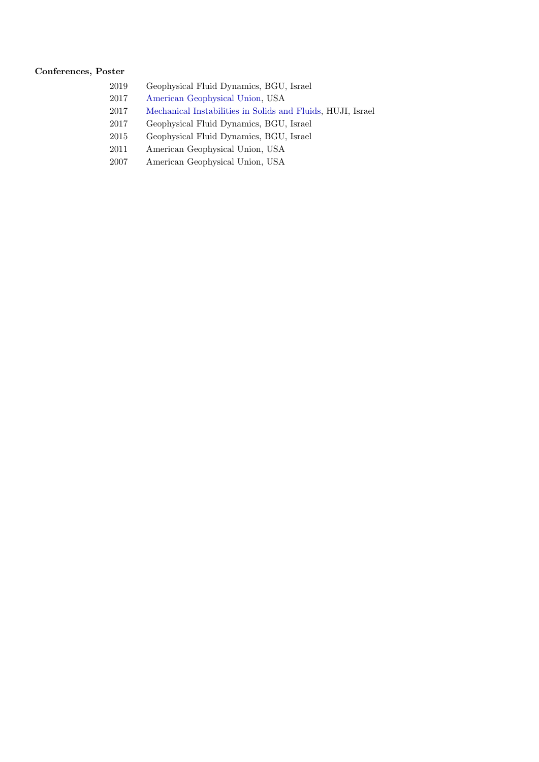**Conferences, Poster**

| | |
|---|---|
| 2019 | Geophysical Fluid Dynamics, BGU, Israel |
| 2017 | American Geophysical Union, USA |
| 2017 | Mechanical Instabilities in Solids and Fluids, HUJI, Israel |
| 2017 | Geophysical Fluid Dynamics, BGU, Israel |
| 2015 | Geophysical Fluid Dynamics, BGU, Israel |
| 2011 | American Geophysical Union, USA |
| 2007 | American Geophysical Union, USA |